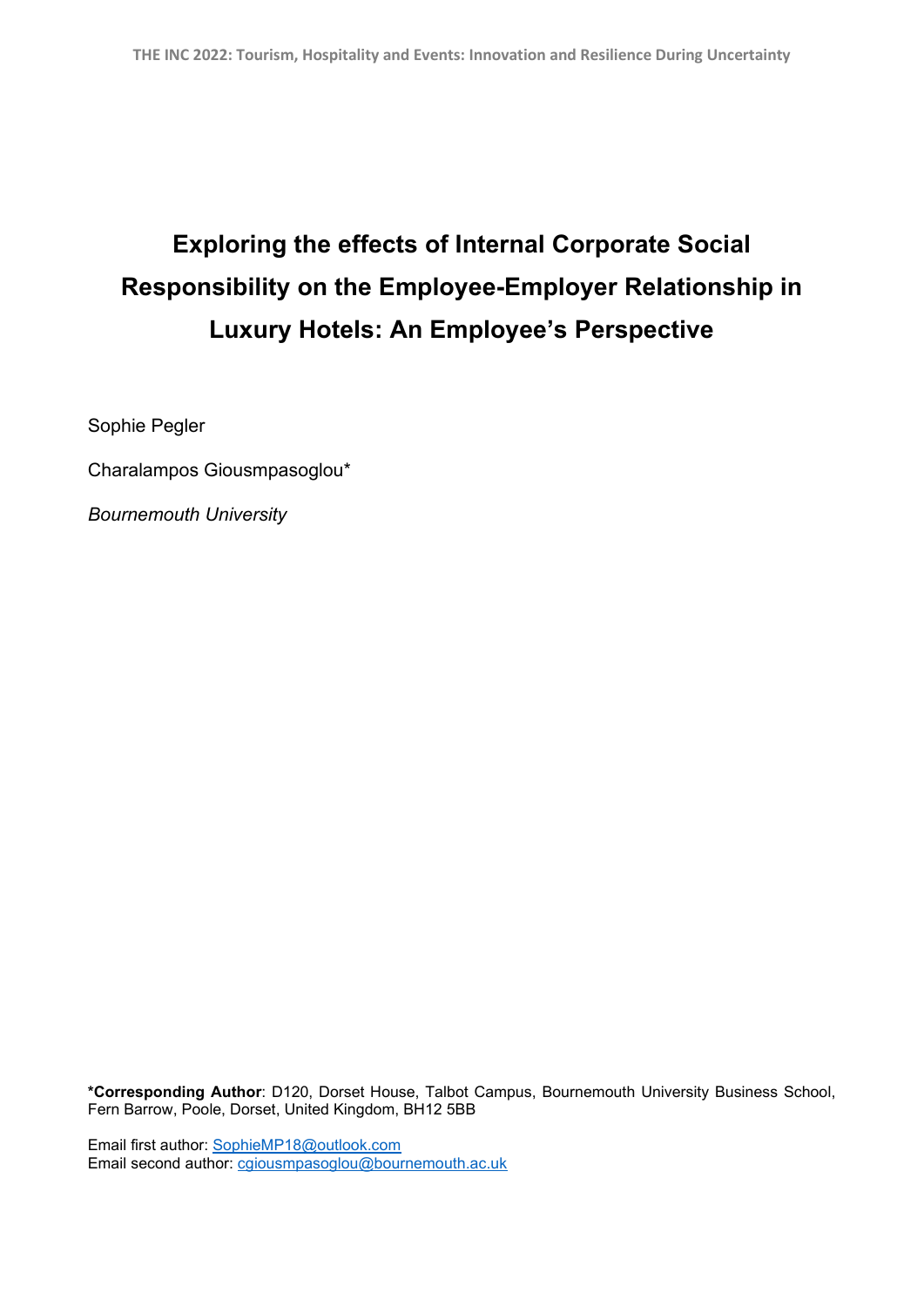# Exploring the effects of Internal Corporate Social Responsibility on the Employee-Employer Relationship in Luxury Hotels: An Employee's Perspective

Sophie Pegler

Charalampos Giousmpasoglou*

*Bournemouth University*

**\*Corresponding Author**: D120, Dorset House, Talbot Campus, Bournemouth University Business School, Fern Barrow, Poole, Dorset, United Kingdom, BH12 5BB

Email first author: SophieMP18@outlook.com
Email second author: cgiousmpasoglou@bournemouth.ac.uk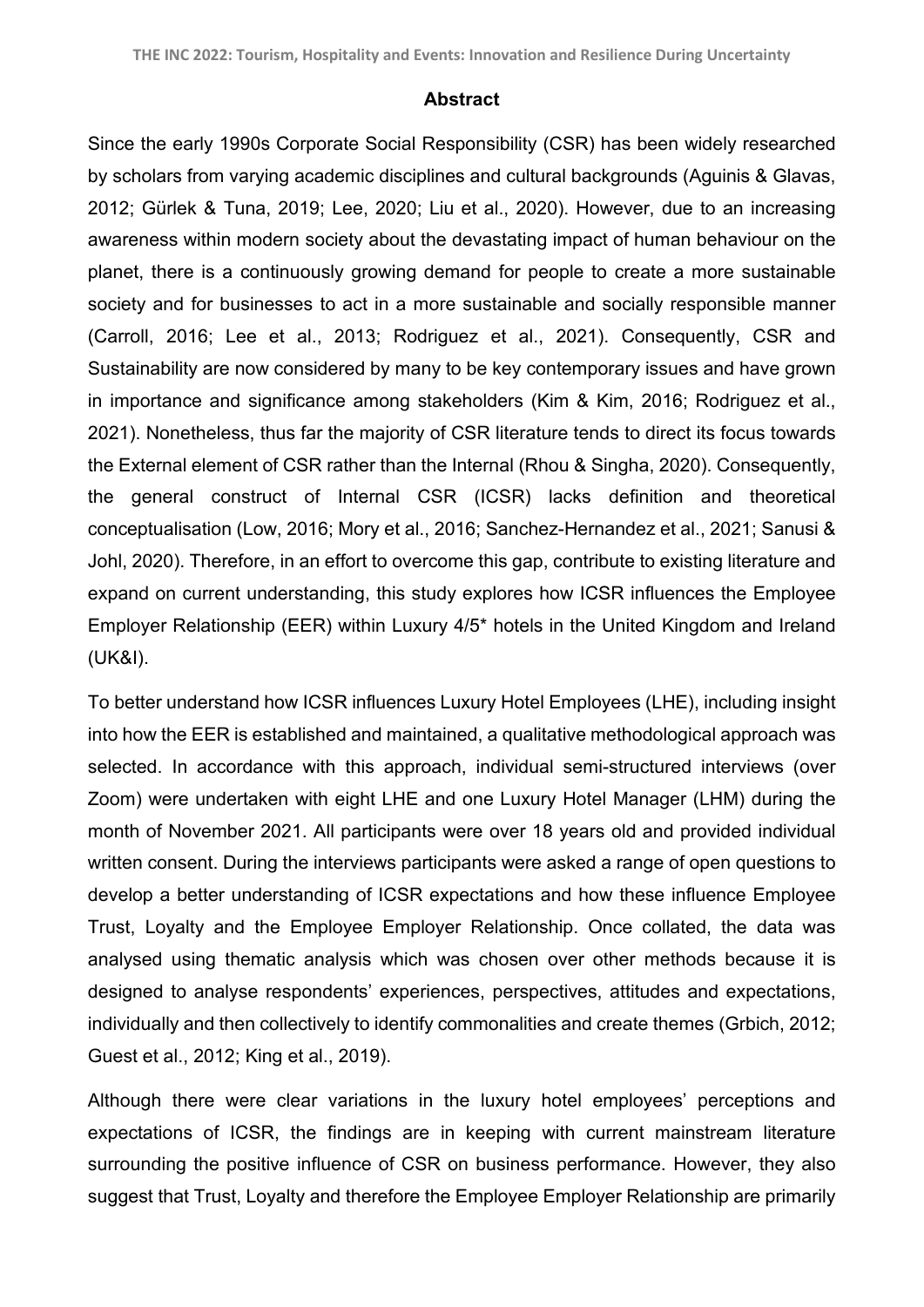## Abstract

Since the early 1990s Corporate Social Responsibility (CSR) has been widely researched by scholars from varying academic disciplines and cultural backgrounds (Aguinis & Glavas, 2012; Gürlek & Tuna, 2019; Lee, 2020; Liu et al., 2020). However, due to an increasing awareness within modern society about the devastating impact of human behaviour on the planet, there is a continuously growing demand for people to create a more sustainable society and for businesses to act in a more sustainable and socially responsible manner (Carroll, 2016; Lee et al., 2013; Rodriguez et al., 2021). Consequently, CSR and Sustainability are now considered by many to be key contemporary issues and have grown in importance and significance among stakeholders (Kim & Kim, 2016; Rodriguez et al., 2021). Nonetheless, thus far the majority of CSR literature tends to direct its focus towards the External element of CSR rather than the Internal (Rhou & Singha, 2020). Consequently, the general construct of Internal CSR (ICSR) lacks definition and theoretical conceptualisation (Low, 2016; Mory et al., 2016; Sanchez-Hernandez et al., 2021; Sanusi & Johl, 2020). Therefore, in an effort to overcome this gap, contribute to existing literature and expand on current understanding, this study explores how ICSR influences the Employee Employer Relationship (EER) within Luxury 4/5* hotels in the United Kingdom and Ireland (UK&I).

To better understand how ICSR influences Luxury Hotel Employees (LHE), including insight into how the EER is established and maintained, a qualitative methodological approach was selected. In accordance with this approach, individual semi-structured interviews (over Zoom) were undertaken with eight LHE and one Luxury Hotel Manager (LHM) during the month of November 2021. All participants were over 18 years old and provided individual written consent. During the interviews participants were asked a range of open questions to develop a better understanding of ICSR expectations and how these influence Employee Trust, Loyalty and the Employee Employer Relationship. Once collated, the data was analysed using thematic analysis which was chosen over other methods because it is designed to analyse respondents' experiences, perspectives, attitudes and expectations, individually and then collectively to identify commonalities and create themes (Grbich, 2012; Guest et al., 2012; King et al., 2019).

Although there were clear variations in the luxury hotel employees' perceptions and expectations of ICSR, the findings are in keeping with current mainstream literature surrounding the positive influence of CSR on business performance. However, they also suggest that Trust, Loyalty and therefore the Employee Employer Relationship are primarily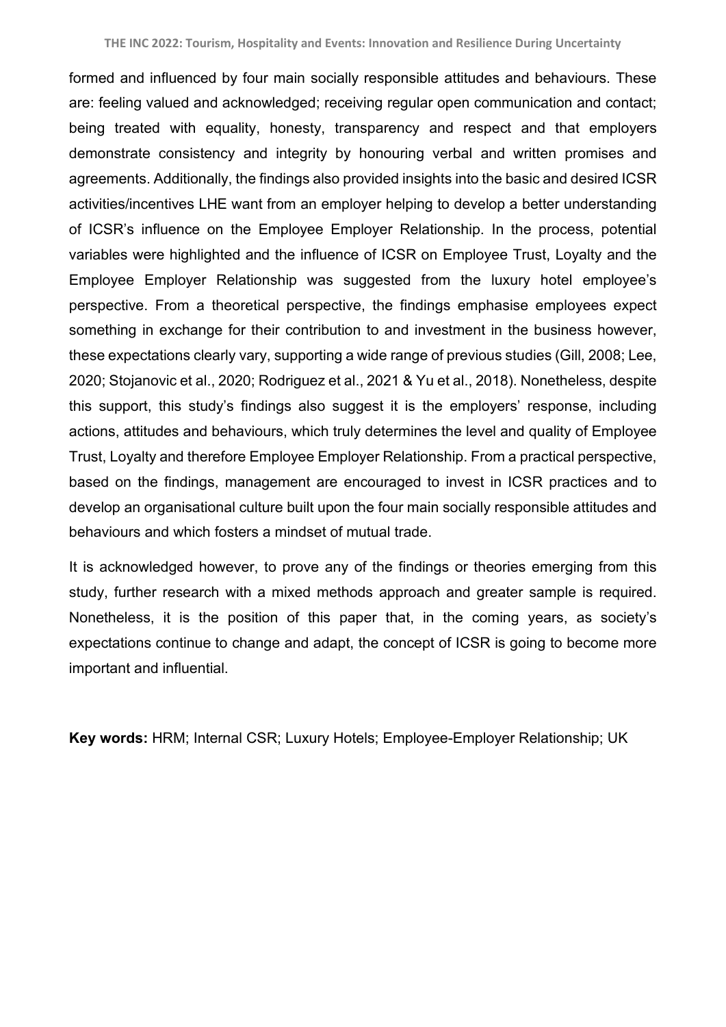formed and influenced by four main socially responsible attitudes and behaviours. These are: feeling valued and acknowledged; receiving regular open communication and contact; being treated with equality, honesty, transparency and respect and that employers demonstrate consistency and integrity by honouring verbal and written promises and agreements. Additionally, the findings also provided insights into the basic and desired ICSR activities/incentives LHE want from an employer helping to develop a better understanding of ICSR's influence on the Employee Employer Relationship. In the process, potential variables were highlighted and the influence of ICSR on Employee Trust, Loyalty and the Employee Employer Relationship was suggested from the luxury hotel employee's perspective. From a theoretical perspective, the findings emphasise employees expect something in exchange for their contribution to and investment in the business however, these expectations clearly vary, supporting a wide range of previous studies (Gill, 2008; Lee, 2020; Stojanovic et al., 2020; Rodriguez et al., 2021 & Yu et al., 2018). Nonetheless, despite this support, this study's findings also suggest it is the employers' response, including actions, attitudes and behaviours, which truly determines the level and quality of Employee Trust, Loyalty and therefore Employee Employer Relationship. From a practical perspective, based on the findings, management are encouraged to invest in ICSR practices and to develop an organisational culture built upon the four main socially responsible attitudes and behaviours and which fosters a mindset of mutual trade.

It is acknowledged however, to prove any of the findings or theories emerging from this study, further research with a mixed methods approach and greater sample is required. Nonetheless, it is the position of this paper that, in the coming years, as society's expectations continue to change and adapt, the concept of ICSR is going to become more important and influential.

**Key words:** HRM; Internal CSR; Luxury Hotels; Employee-Employer Relationship; UK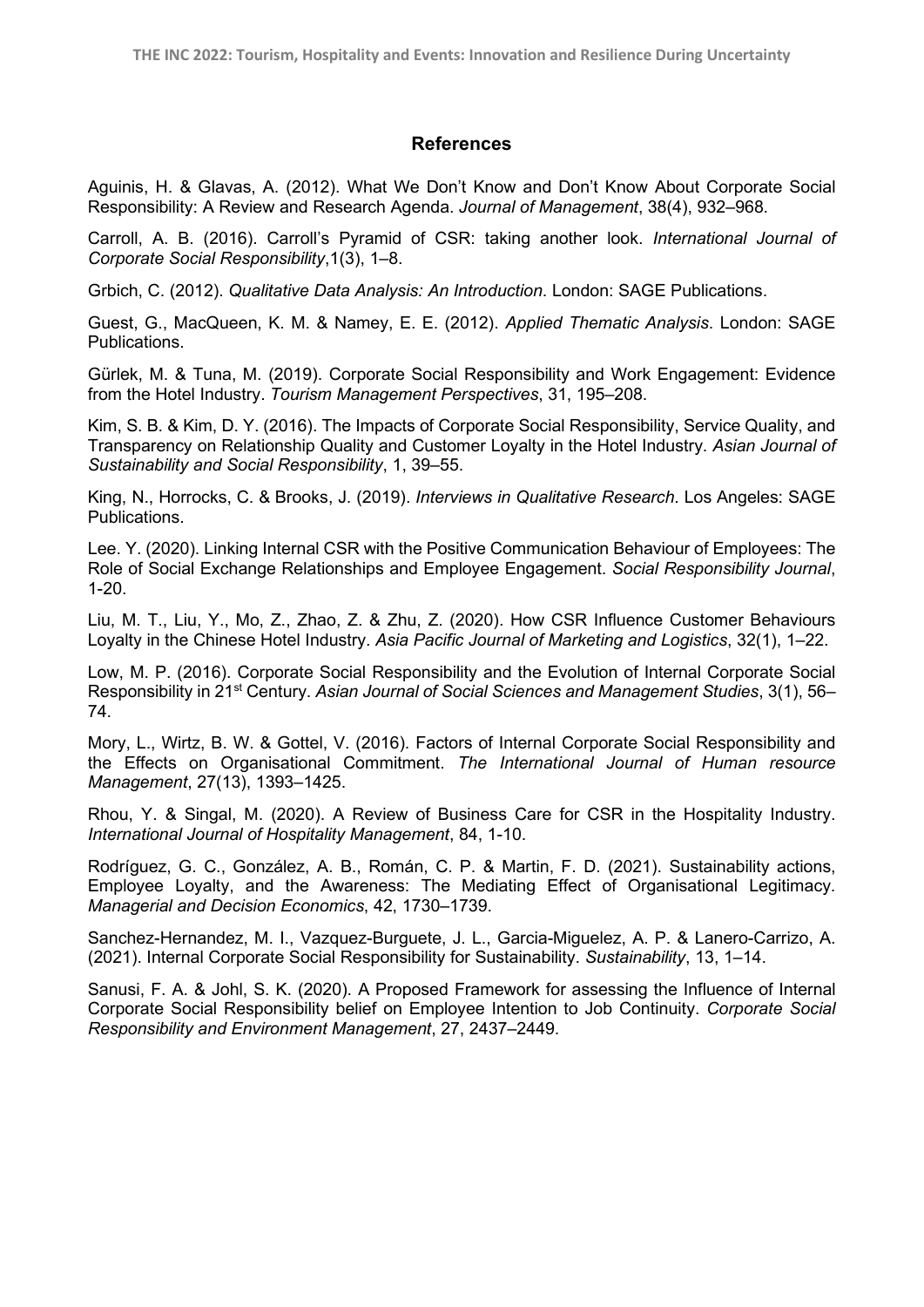## References

Aguinis, H. & Glavas, A. (2012). What We Don't Know and Don't Know About Corporate Social Responsibility: A Review and Research Agenda. *Journal of Management*, 38(4), 932–968.

Carroll, A. B. (2016). Carroll's Pyramid of CSR: taking another look. *International Journal of Corporate Social Responsibility*,1(3), 1–8.

Grbich, C. (2012). *Qualitative Data Analysis: An Introduction*. London: SAGE Publications.

Guest, G., MacQueen, K. M. & Namey, E. E. (2012). *Applied Thematic Analysis*. London: SAGE Publications.

Gürlek, M. & Tuna, M. (2019). Corporate Social Responsibility and Work Engagement: Evidence from the Hotel Industry. *Tourism Management Perspectives*, 31, 195–208.

Kim, S. B. & Kim, D. Y. (2016). The Impacts of Corporate Social Responsibility, Service Quality, and Transparency on Relationship Quality and Customer Loyalty in the Hotel Industry. *Asian Journal of Sustainability and Social Responsibility*, 1, 39–55.

King, N., Horrocks, C. & Brooks, J. (2019). *Interviews in Qualitative Research*. Los Angeles: SAGE Publications.

Lee. Y. (2020). Linking Internal CSR with the Positive Communication Behaviour of Employees: The Role of Social Exchange Relationships and Employee Engagement. *Social Responsibility Journal*, 1-20.

Liu, M. T., Liu, Y., Mo, Z., Zhao, Z. & Zhu, Z. (2020). How CSR Influence Customer Behaviours Loyalty in the Chinese Hotel Industry. *Asia Pacific Journal of Marketing and Logistics*, 32(1), 1–22.

Low, M. P. (2016). Corporate Social Responsibility and the Evolution of Internal Corporate Social Responsibility in 21st Century. *Asian Journal of Social Sciences and Management Studies*, 3(1), 56–74.

Mory, L., Wirtz, B. W. & Gottel, V. (2016). Factors of Internal Corporate Social Responsibility and the Effects on Organisational Commitment. *The International Journal of Human resource Management*, 27(13), 1393–1425.

Rhou, Y. & Singal, M. (2020). A Review of Business Care for CSR in the Hospitality Industry. *International Journal of Hospitality Management*, 84, 1-10.

Rodríguez, G. C., González, A. B., Román, C. P. & Martin, F. D. (2021). Sustainability actions, Employee Loyalty, and the Awareness: The Mediating Effect of Organisational Legitimacy. *Managerial and Decision Economics*, 42, 1730–1739.

Sanchez-Hernandez, M. I., Vazquez-Burguete, J. L., Garcia-Miguelez, A. P. & Lanero-Carrizo, A. (2021). Internal Corporate Social Responsibility for Sustainability. *Sustainability*, 13, 1–14.

Sanusi, F. A. & Johl, S. K. (2020). A Proposed Framework for assessing the Influence of Internal Corporate Social Responsibility belief on Employee Intention to Job Continuity. *Corporate Social Responsibility and Environment Management*, 27, 2437–2449.